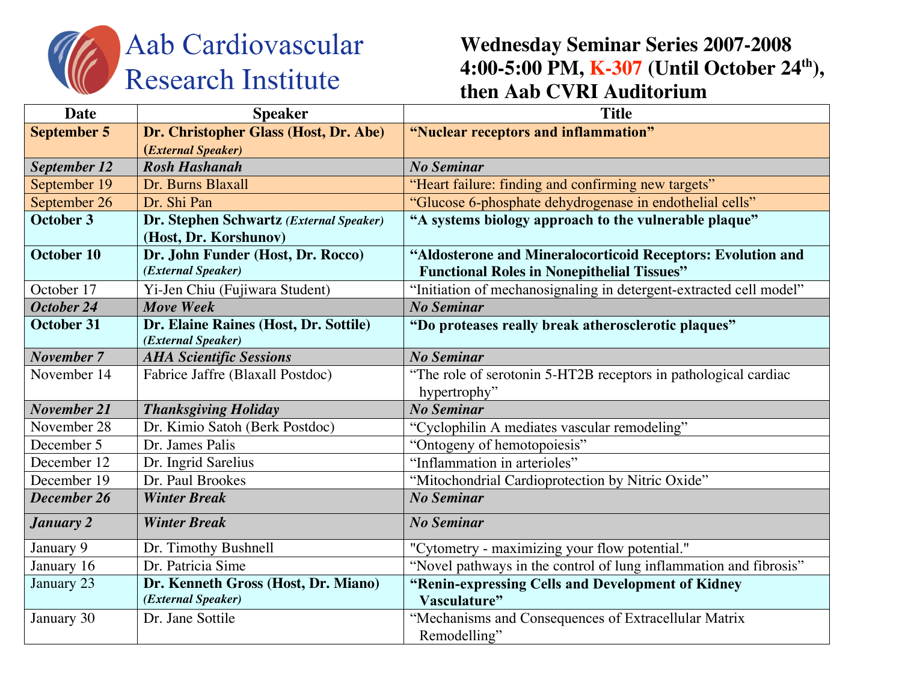# Aab Cardiovascular Research Institute

**Wednesday Seminar Series 2007-2008**
**4:00-5:00 PM, K-307 (Until October 24th), then Aab CVRI Auditorium**

| Date | Speaker | Title |
|---|---|---|
| **September 5** | **Dr. Christopher Glass (Host, Dr. Abe)** (*External Speaker*) | **"Nuclear receptors and inflammation"** |
| ***September 12*** | ***Rosh Hashanah*** | ***No Seminar*** |
| September 19 | Dr. Burns Blaxall | "Heart failure: finding and confirming new targets" |
| September 26 | Dr. Shi Pan | "Glucose 6-phosphate dehydrogenase in endothelial cells" |
| **October 3** | **Dr. Stephen Schwartz** *(External Speaker)* **(Host, Dr. Korshunov)** | **"A systems biology approach to the vulnerable plaque"** |
| **October 10** | **Dr. John Funder (Host, Dr. Rocco)** *(External Speaker)* | **"Aldosterone and Mineralocorticoid Receptors: Evolution and Functional Roles in Nonepithelial Tissues"** |
| October 17 | Yi-Jen Chiu (Fujiwara Student) | "Initiation of mechanosignaling in detergent-extracted cell model" |
| ***October 24*** | ***Move Week*** | ***No Seminar*** |
| **October 31** | **Dr. Elaine Raines (Host, Dr. Sottile)** *(External Speaker)* | **"Do proteases really break atherosclerotic plaques"** |
| ***November 7*** | ***AHA Scientific Sessions*** | ***No Seminar*** |
| November 14 | Fabrice Jaffre (Blaxall Postdoc) | "The role of serotonin 5-HT2B receptors in pathological cardiac hypertrophy" |
| ***November 21*** | ***Thanksgiving Holiday*** | ***No Seminar*** |
| November 28 | Dr. Kimio Satoh (Berk Postdoc) | "Cyclophilin A mediates vascular remodeling" |
| December 5 | Dr. James Palis | "Ontogeny of hemotopoiesis" |
| December 12 | Dr. Ingrid Sarelius | "Inflammation in arterioles" |
| December 19 | Dr. Paul Brookes | "Mitochondrial Cardioprotection by Nitric Oxide" |
| ***December 26*** | ***Winter Break*** | ***No Seminar*** |
| ***January 2*** | ***Winter Break*** | ***No Seminar*** |
| January 9 | Dr. Timothy Bushnell | "Cytometry - maximizing your flow potential." |
| January 16 | Dr. Patricia Sime | "Novel pathways in the control of lung inflammation and fibrosis" |
| January 23 | **Dr. Kenneth Gross (Host, Dr. Miano)** *(External Speaker)* | **"Renin-expressing Cells and Development of Kidney Vasculature"** |
| January 30 | Dr. Jane Sottile | "Mechanisms and Consequences of Extracellular Matrix Remodelling" |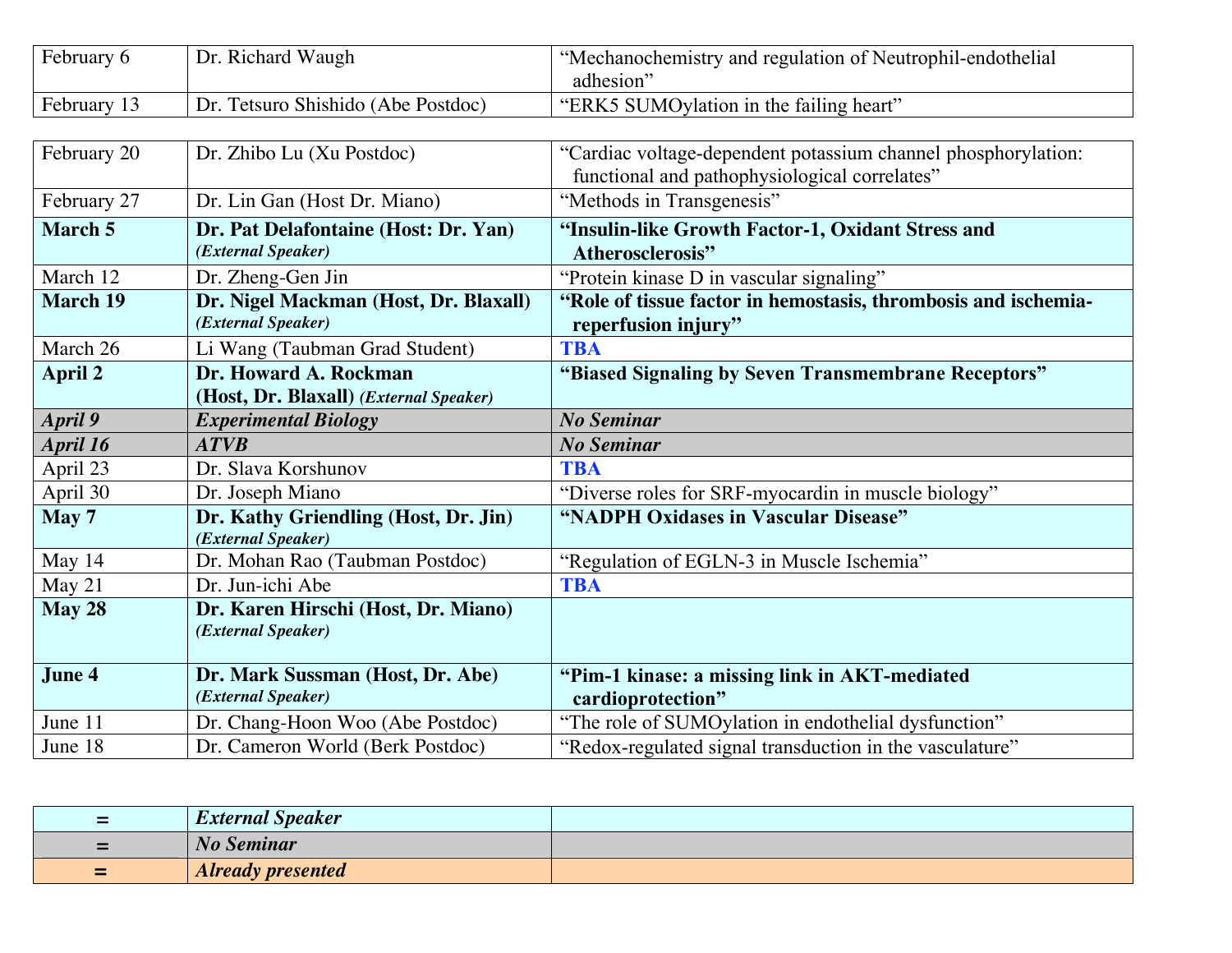| | | |
|---|---|---|
| February 6 | Dr. Richard Waugh | "Mechanochemistry and regulation of Neutrophil-endothelial adhesion" |
| February 13 | Dr. Tetsuro Shishido (Abe Postdoc) | "ERK5 SUMOylation in the failing heart" |

| | | |
|---|---|---|
| February 20 | Dr. Zhibo Lu (Xu Postdoc) | "Cardiac voltage-dependent potassium channel phosphorylation: functional and pathophysiological correlates" |
| February 27 | Dr. Lin Gan (Host Dr. Miano) | "Methods in Transgenesis" |
| **March 5** | **Dr. Pat Delafontaine (Host: Dr. Yan)** ***(External Speaker)*** | **"Insulin-like Growth Factor-1, Oxidant Stress and Atherosclerosis"** |
| March 12 | Dr. Zheng-Gen Jin | "Protein kinase D in vascular signaling" |
| **March 19** | **Dr. Nigel Mackman (Host, Dr. Blaxall)** ***(External Speaker)*** | **"Role of tissue factor in hemostasis, thrombosis and ischemia-reperfusion injury"** |
| March 26 | Li Wang (Taubman Grad Student) | **TBA** |
| **April 2** | **Dr. Howard A. Rockman (Host, Dr. Blaxall)** ***(External Speaker)*** | **"Biased Signaling by Seven Transmembrane Receptors"** |
| ***April 9*** | ***Experimental Biology*** | ***No Seminar*** |
| ***April 16*** | ***ATVB*** | ***No Seminar*** |
| April 23 | Dr. Slava Korshunov | **TBA** |
| April 30 | Dr. Joseph Miano | "Diverse roles for SRF-myocardin in muscle biology" |
| **May 7** | **Dr. Kathy Griendling (Host, Dr. Jin)** ***(External Speaker)*** | **"NADPH Oxidases in Vascular Disease"** |
| May 14 | Dr. Mohan Rao (Taubman Postdoc) | "Regulation of EGLN-3 in Muscle Ischemia" |
| May 21 | Dr. Jun-ichi Abe | **TBA** |
| **May 28** | **Dr. Karen Hirschi (Host, Dr. Miano)** ***(External Speaker)*** | |
| **June 4** | **Dr. Mark Sussman (Host, Dr. Abe)** ***(External Speaker)*** | **"Pim-1 kinase: a missing link in AKT-mediated cardioprotection"** |
| June 11 | Dr. Chang-Hoon Woo (Abe Postdoc) | "The role of SUMOylation in endothelial dysfunction" |
| June 18 | Dr. Cameron World (Berk Postdoc) | "Redox-regulated signal transduction in the vasculature" |

| | | |
|---|---|---|
| **=** | ***External Speaker*** | |
| **=** | ***No Seminar*** | |
| **=** | ***Already presented*** | |